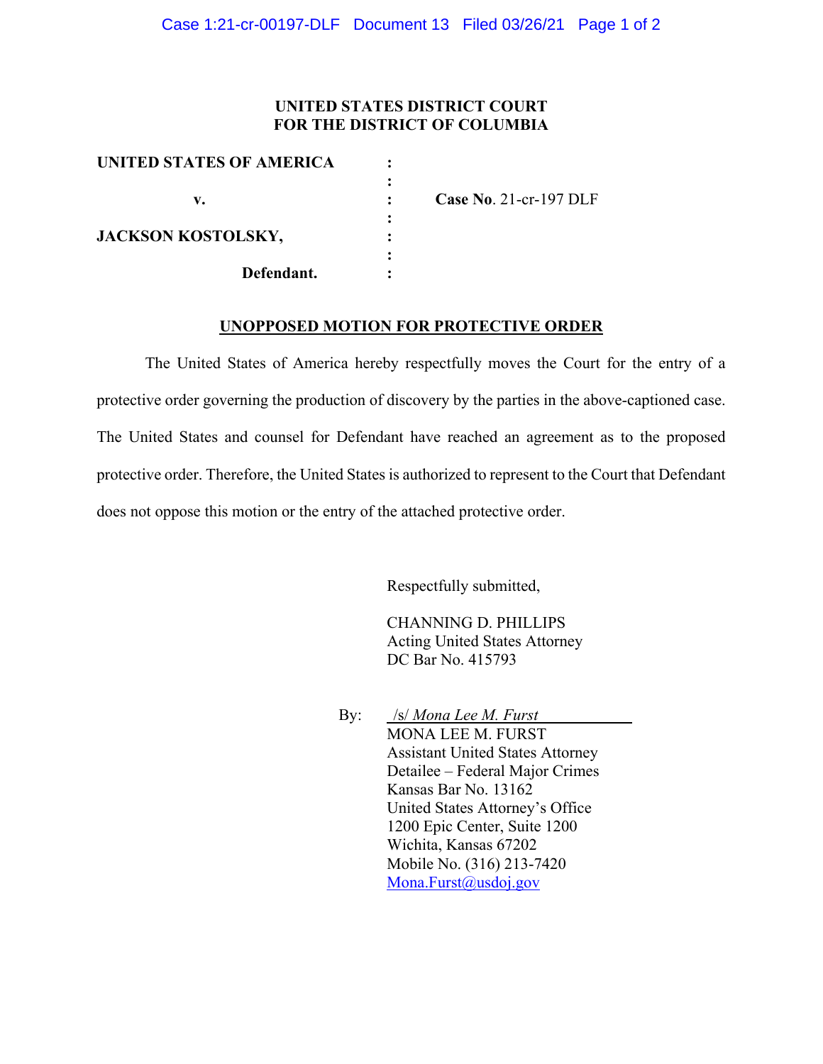**UNITED STATES DISTRICT COURT**
**FOR THE DISTRICT OF COLUMBIA**

| | | |
|---|---|---|
| **UNITED STATES OF AMERICA** | : | |
| | : | |
| **v.** | : | **Case No**. 21-cr-197 DLF |
| | : | |
| **JACKSON KOSTOLSKY,** | : | |
| | : | |
| **Defendant.** | : | |

**UNOPPOSED MOTION FOR PROTECTIVE ORDER**

The United States of America hereby respectfully moves the Court for the entry of a protective order governing the production of discovery by the parties in the above-captioned case. The United States and counsel for Defendant have reached an agreement as to the proposed protective order. Therefore, the United States is authorized to represent to the Court that Defendant does not oppose this motion or the entry of the attached protective order.

Respectfully submitted,

CHANNING D. PHILLIPS
Acting United States Attorney
DC Bar No. 415793

By: /s/ *Mona Lee M. Furst*
MONA LEE M. FURST
Assistant United States Attorney
Detailee – Federal Major Crimes
Kansas Bar No. 13162
United States Attorney's Office
1200 Epic Center, Suite 1200
Wichita, Kansas 67202
Mobile No. (316) 213-7420
Mona.Furst@usdoj.gov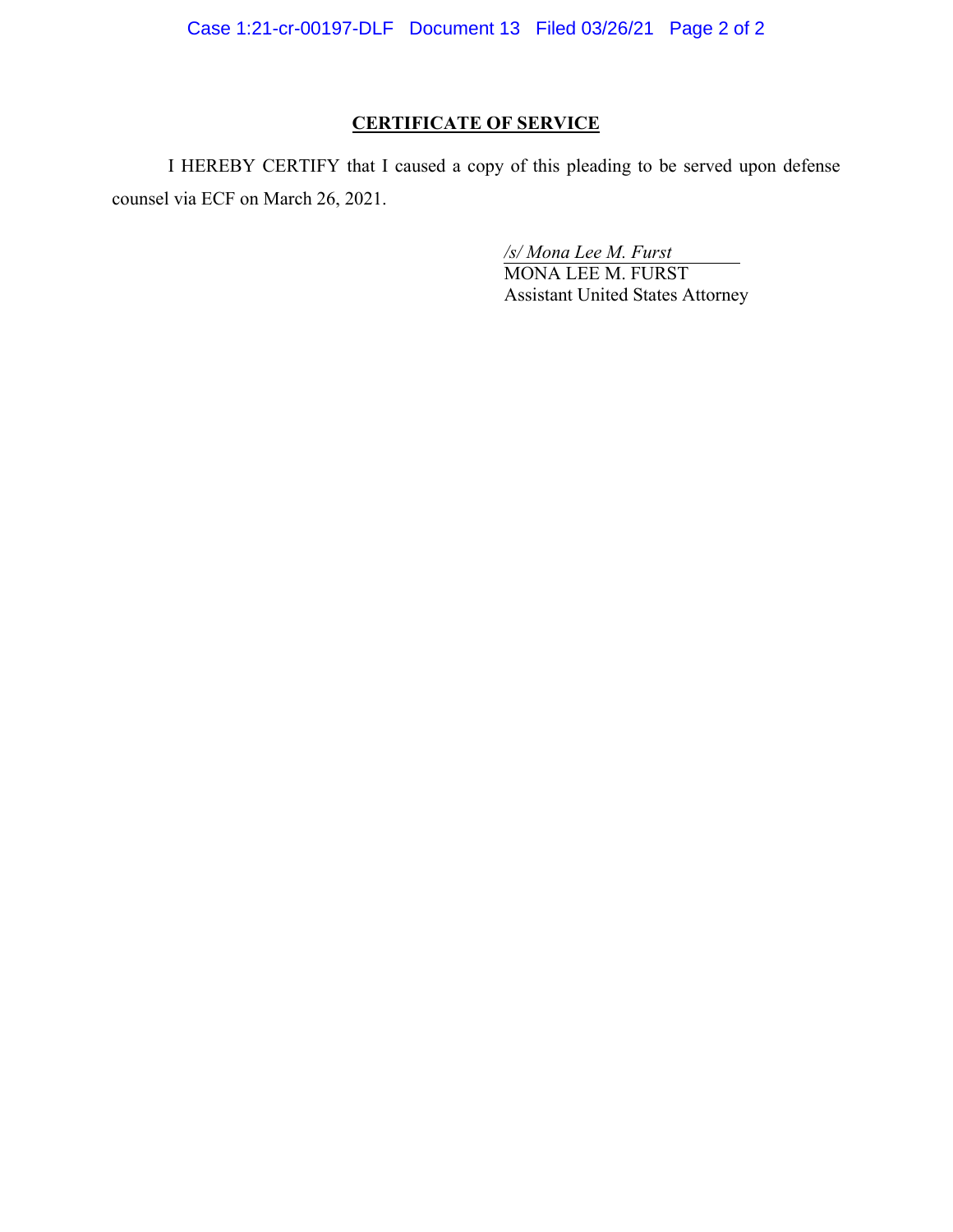## CERTIFICATE OF SERVICE

I HEREBY CERTIFY that I caused a copy of this pleading to be served upon defense counsel via ECF on March 26, 2021.

*/s/ Mona Lee M. Furst*
MONA LEE M. FURST
Assistant United States Attorney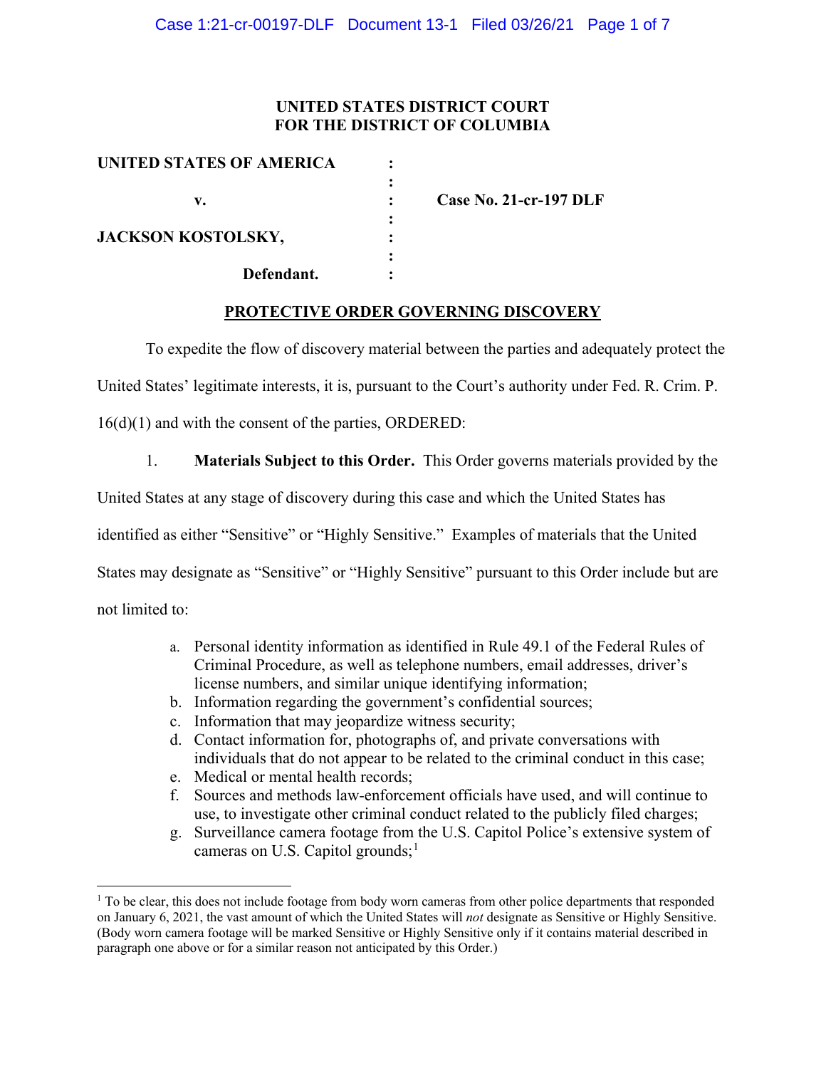**UNITED STATES DISTRICT COURT**
**FOR THE DISTRICT OF COLUMBIA**

| | | |
|---|---|---|
| **UNITED STATES OF AMERICA** | : | |
| | : | |
| **v.** | : | **Case No. 21-cr-197 DLF** |
| | : | |
| **JACKSON KOSTOLSKY,** | : | |
| | : | |
| **Defendant.** | : | |

## PROTECTIVE ORDER GOVERNING DISCOVERY

To expedite the flow of discovery material between the parties and adequately protect the United States' legitimate interests, it is, pursuant to the Court's authority under Fed. R. Crim. P. 16(d)(1) and with the consent of the parties, ORDERED:

1. **Materials Subject to this Order.** This Order governs materials provided by the United States at any stage of discovery during this case and which the United States has identified as either "Sensitive" or "Highly Sensitive." Examples of materials that the United States may designate as "Sensitive" or "Highly Sensitive" pursuant to this Order include but are not limited to:

   a. Personal identity information as identified in Rule 49.1 of the Federal Rules of Criminal Procedure, as well as telephone numbers, email addresses, driver's license numbers, and similar unique identifying information;
   b. Information regarding the government's confidential sources;
   c. Information that may jeopardize witness security;
   d. Contact information for, photographs of, and private conversations with individuals that do not appear to be related to the criminal conduct in this case;
   e. Medical or mental health records;
   f. Sources and methods law-enforcement officials have used, and will continue to use, to investigate other criminal conduct related to the publicly filed charges;
   g. Surveillance camera footage from the U.S. Capitol Police's extensive system of cameras on U.S. Capitol grounds;[1]

[1] To be clear, this does not include footage from body worn cameras from other police departments that responded on January 6, 2021, the vast amount of which the United States will *not* designate as Sensitive or Highly Sensitive. (Body worn camera footage will be marked Sensitive or Highly Sensitive only if it contains material described in paragraph one above or for a similar reason not anticipated by this Order.)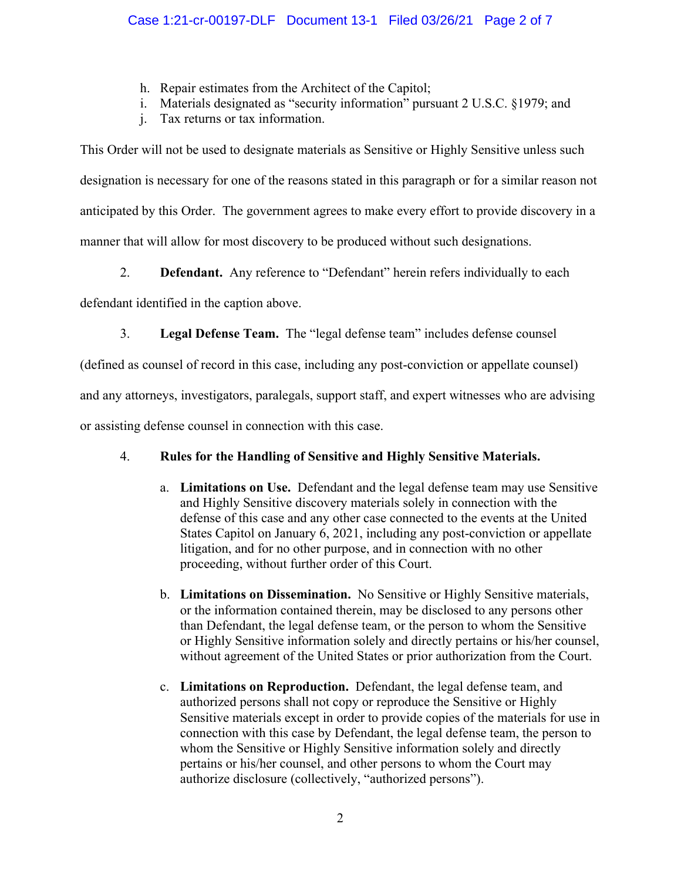h. Repair estimates from the Architect of the Capitol;
i. Materials designated as "security information" pursuant 2 U.S.C. §1979; and
j. Tax returns or tax information.

This Order will not be used to designate materials as Sensitive or Highly Sensitive unless such designation is necessary for one of the reasons stated in this paragraph or for a similar reason not anticipated by this Order. The government agrees to make every effort to provide discovery in a manner that will allow for most discovery to be produced without such designations.

2. **Defendant.** Any reference to "Defendant" herein refers individually to each defendant identified in the caption above.

3. **Legal Defense Team.** The "legal defense team" includes defense counsel (defined as counsel of record in this case, including any post-conviction or appellate counsel) and any attorneys, investigators, paralegals, support staff, and expert witnesses who are advising or assisting defense counsel in connection with this case.

4. **Rules for the Handling of Sensitive and Highly Sensitive Materials.**

   a. **Limitations on Use.** Defendant and the legal defense team may use Sensitive and Highly Sensitive discovery materials solely in connection with the defense of this case and any other case connected to the events at the United States Capitol on January 6, 2021, including any post-conviction or appellate litigation, and for no other purpose, and in connection with no other proceeding, without further order of this Court.

   b. **Limitations on Dissemination.** No Sensitive or Highly Sensitive materials, or the information contained therein, may be disclosed to any persons other than Defendant, the legal defense team, or the person to whom the Sensitive or Highly Sensitive information solely and directly pertains or his/her counsel, without agreement of the United States or prior authorization from the Court.

   c. **Limitations on Reproduction.** Defendant, the legal defense team, and authorized persons shall not copy or reproduce the Sensitive or Highly Sensitive materials except in order to provide copies of the materials for use in connection with this case by Defendant, the legal defense team, the person to whom the Sensitive or Highly Sensitive information solely and directly pertains or his/her counsel, and other persons to whom the Court may authorize disclosure (collectively, "authorized persons").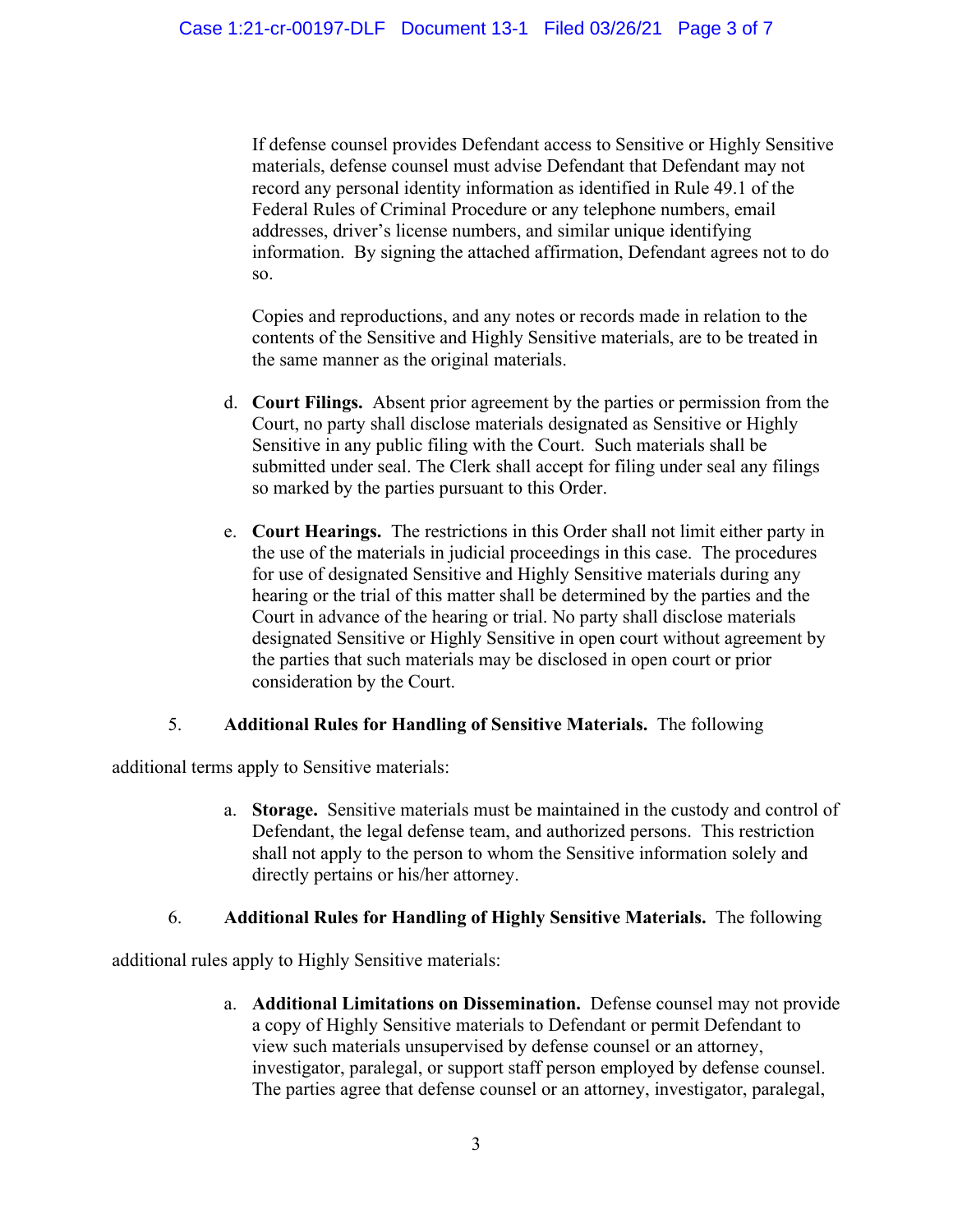If defense counsel provides Defendant access to Sensitive or Highly Sensitive materials, defense counsel must advise Defendant that Defendant may not record any personal identity information as identified in Rule 49.1 of the Federal Rules of Criminal Procedure or any telephone numbers, email addresses, driver's license numbers, and similar unique identifying information. By signing the attached affirmation, Defendant agrees not to do so.

Copies and reproductions, and any notes or records made in relation to the contents of the Sensitive and Highly Sensitive materials, are to be treated in the same manner as the original materials.

d. **Court Filings.** Absent prior agreement by the parties or permission from the Court, no party shall disclose materials designated as Sensitive or Highly Sensitive in any public filing with the Court. Such materials shall be submitted under seal. The Clerk shall accept for filing under seal any filings so marked by the parties pursuant to this Order.

e. **Court Hearings.** The restrictions in this Order shall not limit either party in the use of the materials in judicial proceedings in this case. The procedures for use of designated Sensitive and Highly Sensitive materials during any hearing or the trial of this matter shall be determined by the parties and the Court in advance of the hearing or trial. No party shall disclose materials designated Sensitive or Highly Sensitive in open court without agreement by the parties that such materials may be disclosed in open court or prior consideration by the Court.

5. **Additional Rules for Handling of Sensitive Materials.** The following additional terms apply to Sensitive materials:

a. **Storage.** Sensitive materials must be maintained in the custody and control of Defendant, the legal defense team, and authorized persons. This restriction shall not apply to the person to whom the Sensitive information solely and directly pertains or his/her attorney.

6. **Additional Rules for Handling of Highly Sensitive Materials.** The following additional rules apply to Highly Sensitive materials:

a. **Additional Limitations on Dissemination.** Defense counsel may not provide a copy of Highly Sensitive materials to Defendant or permit Defendant to view such materials unsupervised by defense counsel or an attorney, investigator, paralegal, or support staff person employed by defense counsel. The parties agree that defense counsel or an attorney, investigator, paralegal,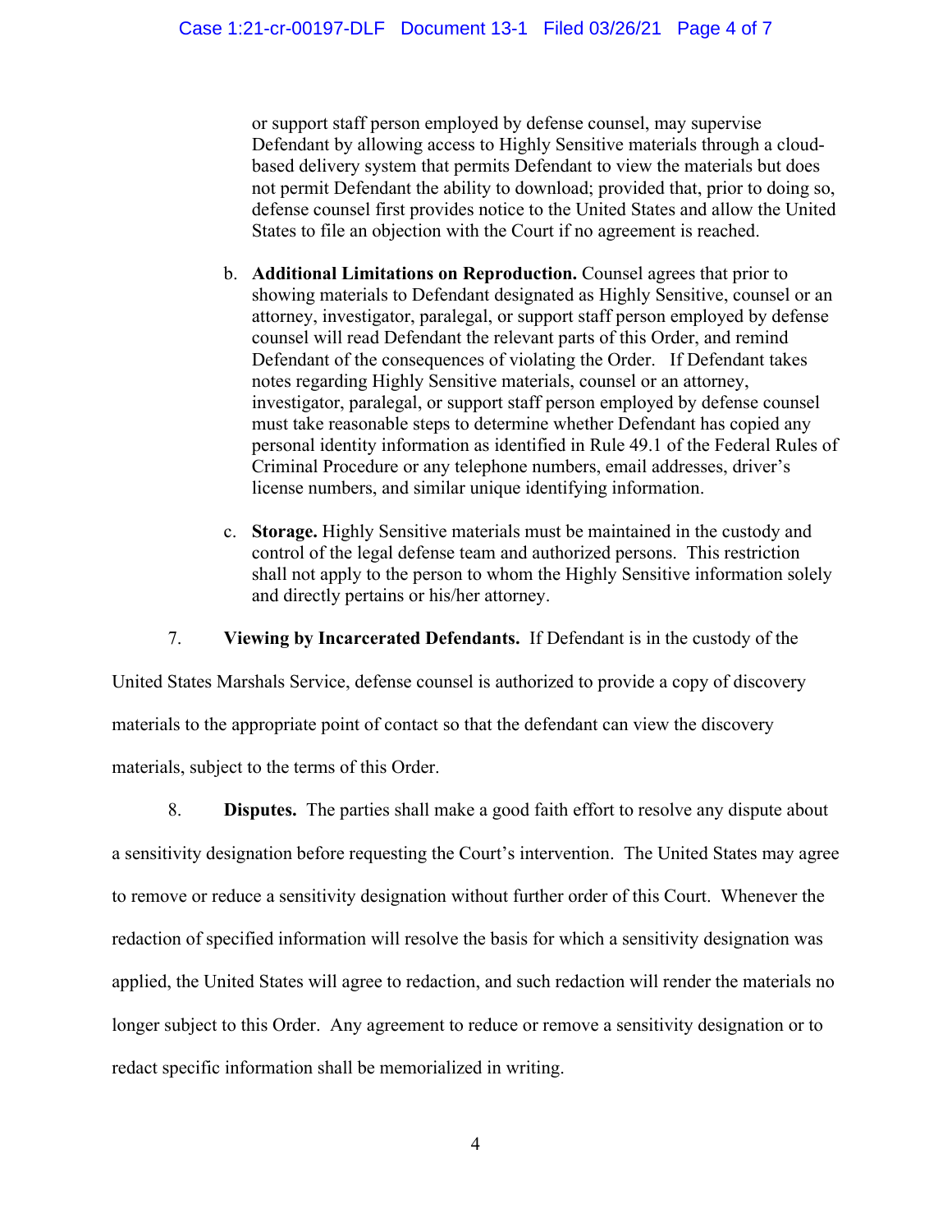or support staff person employed by defense counsel, may supervise Defendant by allowing access to Highly Sensitive materials through a cloud-based delivery system that permits Defendant to view the materials but does not permit Defendant the ability to download; provided that, prior to doing so, defense counsel first provides notice to the United States and allow the United States to file an objection with the Court if no agreement is reached.

b. **Additional Limitations on Reproduction.** Counsel agrees that prior to showing materials to Defendant designated as Highly Sensitive, counsel or an attorney, investigator, paralegal, or support staff person employed by defense counsel will read Defendant the relevant parts of this Order, and remind Defendant of the consequences of violating the Order. If Defendant takes notes regarding Highly Sensitive materials, counsel or an attorney, investigator, paralegal, or support staff person employed by defense counsel must take reasonable steps to determine whether Defendant has copied any personal identity information as identified in Rule 49.1 of the Federal Rules of Criminal Procedure or any telephone numbers, email addresses, driver's license numbers, and similar unique identifying information.

c. **Storage.** Highly Sensitive materials must be maintained in the custody and control of the legal defense team and authorized persons. This restriction shall not apply to the person to whom the Highly Sensitive information solely and directly pertains or his/her attorney.

7. **Viewing by Incarcerated Defendants.** If Defendant is in the custody of the United States Marshals Service, defense counsel is authorized to provide a copy of discovery materials to the appropriate point of contact so that the defendant can view the discovery materials, subject to the terms of this Order.

8. **Disputes.** The parties shall make a good faith effort to resolve any dispute about a sensitivity designation before requesting the Court's intervention. The United States may agree to remove or reduce a sensitivity designation without further order of this Court. Whenever the redaction of specified information will resolve the basis for which a sensitivity designation was applied, the United States will agree to redaction, and such redaction will render the materials no longer subject to this Order. Any agreement to reduce or remove a sensitivity designation or to redact specific information shall be memorialized in writing.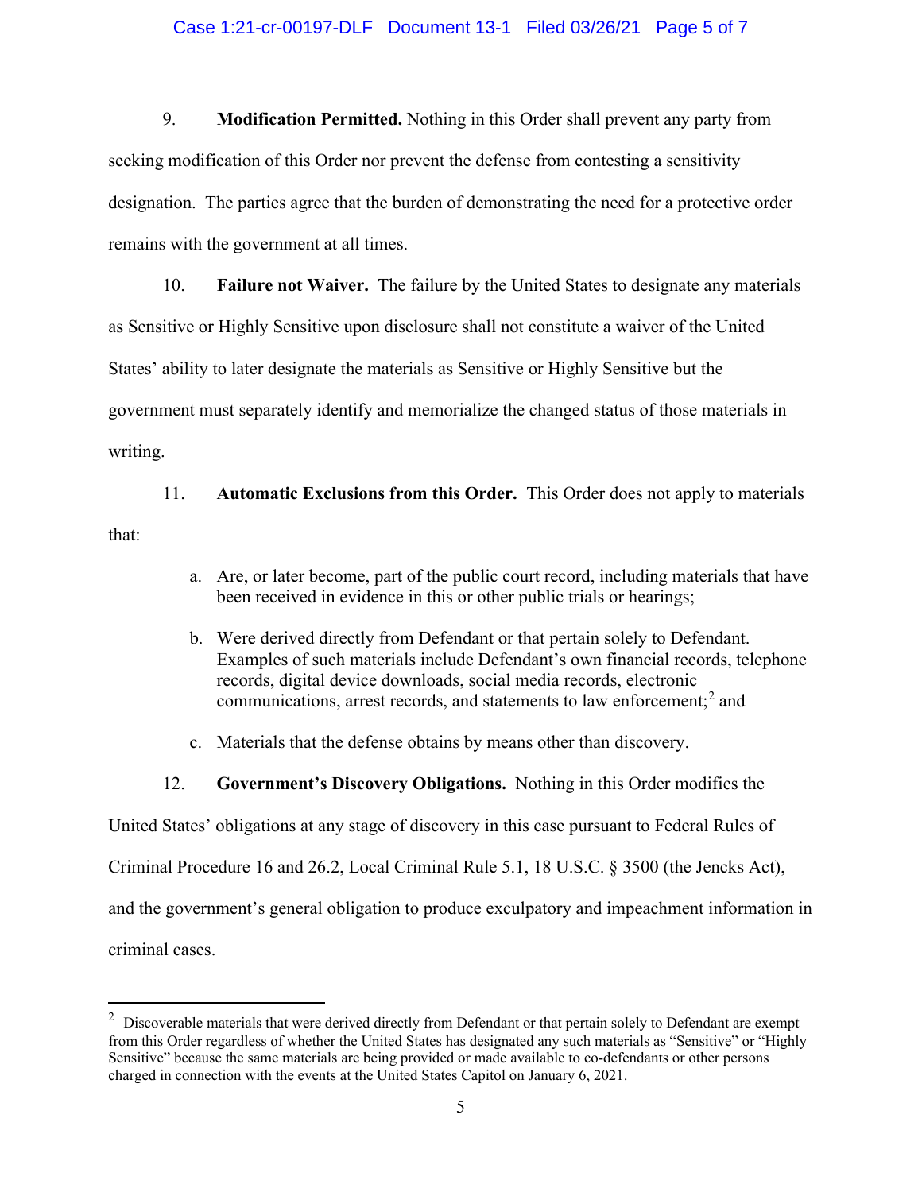9. **Modification Permitted.** Nothing in this Order shall prevent any party from seeking modification of this Order nor prevent the defense from contesting a sensitivity designation. The parties agree that the burden of demonstrating the need for a protective order remains with the government at all times.

10. **Failure not Waiver.** The failure by the United States to designate any materials as Sensitive or Highly Sensitive upon disclosure shall not constitute a waiver of the United States' ability to later designate the materials as Sensitive or Highly Sensitive but the government must separately identify and memorialize the changed status of those materials in writing.

11. **Automatic Exclusions from this Order.** This Order does not apply to materials that:

   a. Are, or later become, part of the public court record, including materials that have been received in evidence in this or other public trials or hearings;

   b. Were derived directly from Defendant or that pertain solely to Defendant. Examples of such materials include Defendant's own financial records, telephone records, digital device downloads, social media records, electronic communications, arrest records, and statements to law enforcement;[2] and

   c. Materials that the defense obtains by means other than discovery.

12. **Government's Discovery Obligations.** Nothing in this Order modifies the United States' obligations at any stage of discovery in this case pursuant to Federal Rules of Criminal Procedure 16 and 26.2, Local Criminal Rule 5.1, 18 U.S.C. § 3500 (the Jencks Act), and the government's general obligation to produce exculpatory and impeachment information in criminal cases.

---

[2] Discoverable materials that were derived directly from Defendant or that pertain solely to Defendant are exempt from this Order regardless of whether the United States has designated any such materials as "Sensitive" or "Highly Sensitive" because the same materials are being provided or made available to co-defendants or other persons charged in connection with the events at the United States Capitol on January 6, 2021.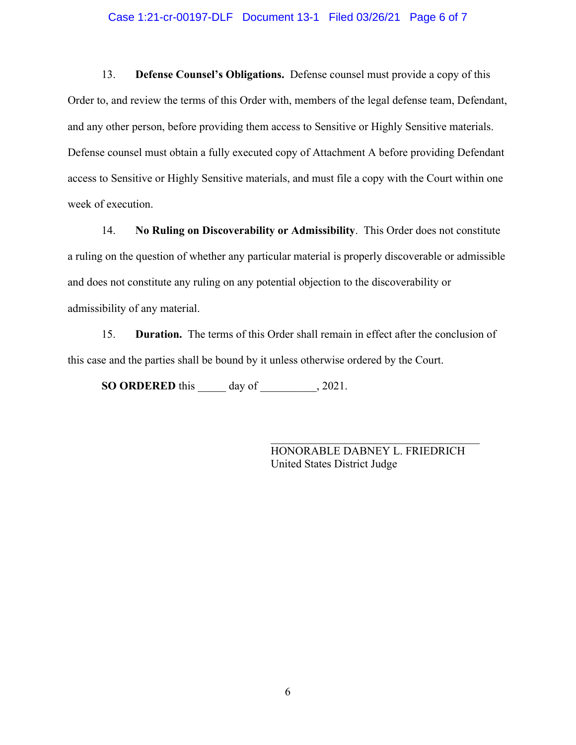13. **Defense Counsel's Obligations.** Defense counsel must provide a copy of this Order to, and review the terms of this Order with, members of the legal defense team, Defendant, and any other person, before providing them access to Sensitive or Highly Sensitive materials. Defense counsel must obtain a fully executed copy of Attachment A before providing Defendant access to Sensitive or Highly Sensitive materials, and must file a copy with the Court within one week of execution.

14. **No Ruling on Discoverability or Admissibility**. This Order does not constitute a ruling on the question of whether any particular material is properly discoverable or admissible and does not constitute any ruling on any potential objection to the discoverability or admissibility of any material.

15. **Duration.** The terms of this Order shall remain in effect after the conclusion of this case and the parties shall be bound by it unless otherwise ordered by the Court.

**SO ORDERED** this _____ day of __________, 2021.

___________________________________
HONORABLE DABNEY L. FRIEDRICH
United States District Judge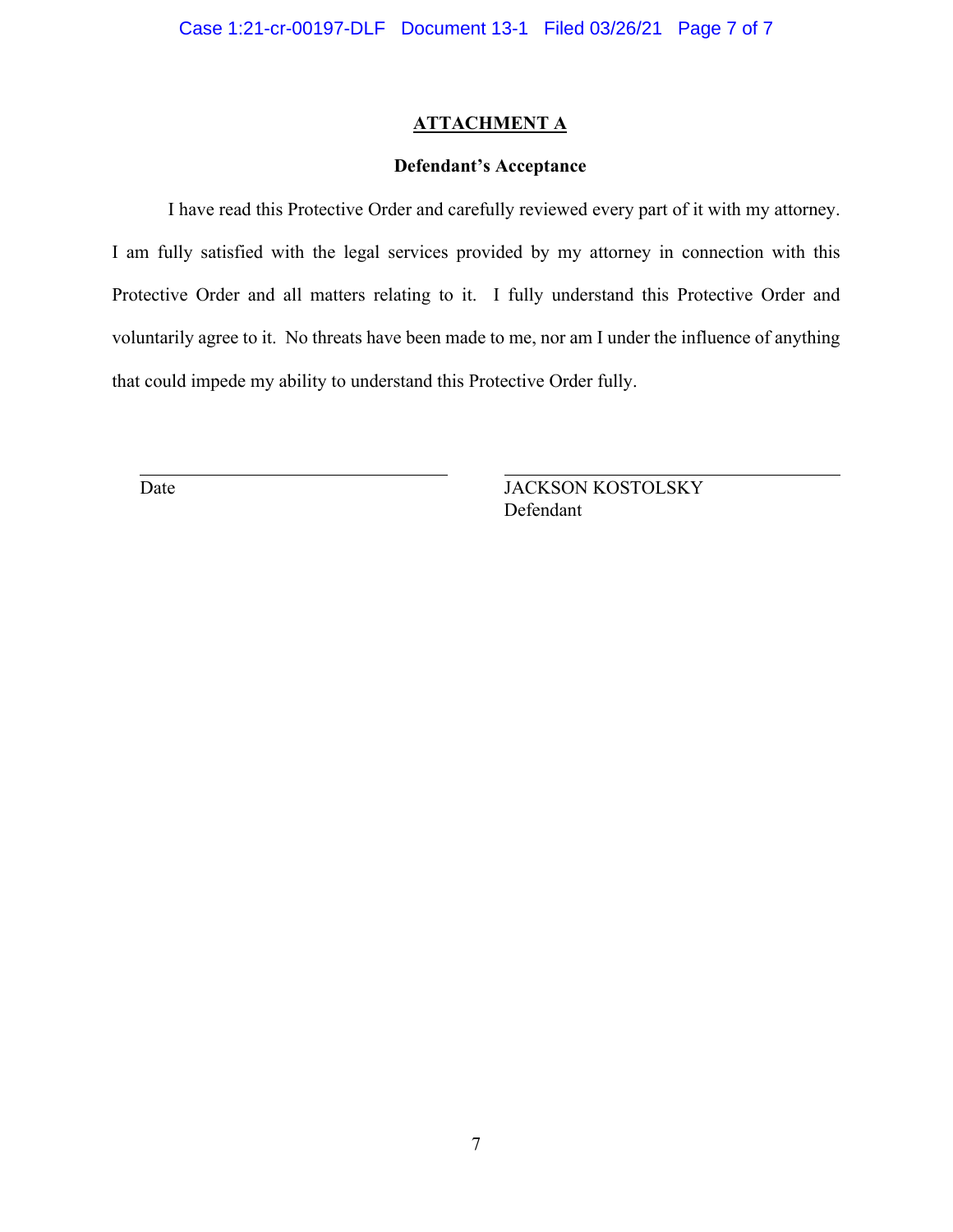# ATTACHMENT A

## Defendant's Acceptance

I have read this Protective Order and carefully reviewed every part of it with my attorney. I am fully satisfied with the legal services provided by my attorney in connection with this Protective Order and all matters relating to it. I fully understand this Protective Order and voluntarily agree to it. No threats have been made to me, nor am I under the influence of anything that could impede my ability to understand this Protective Order fully.

| | |
|---|---|
| ______________________________ | ______________________________ |
| Date | JACKSON KOSTOLSKY<br>Defendant |